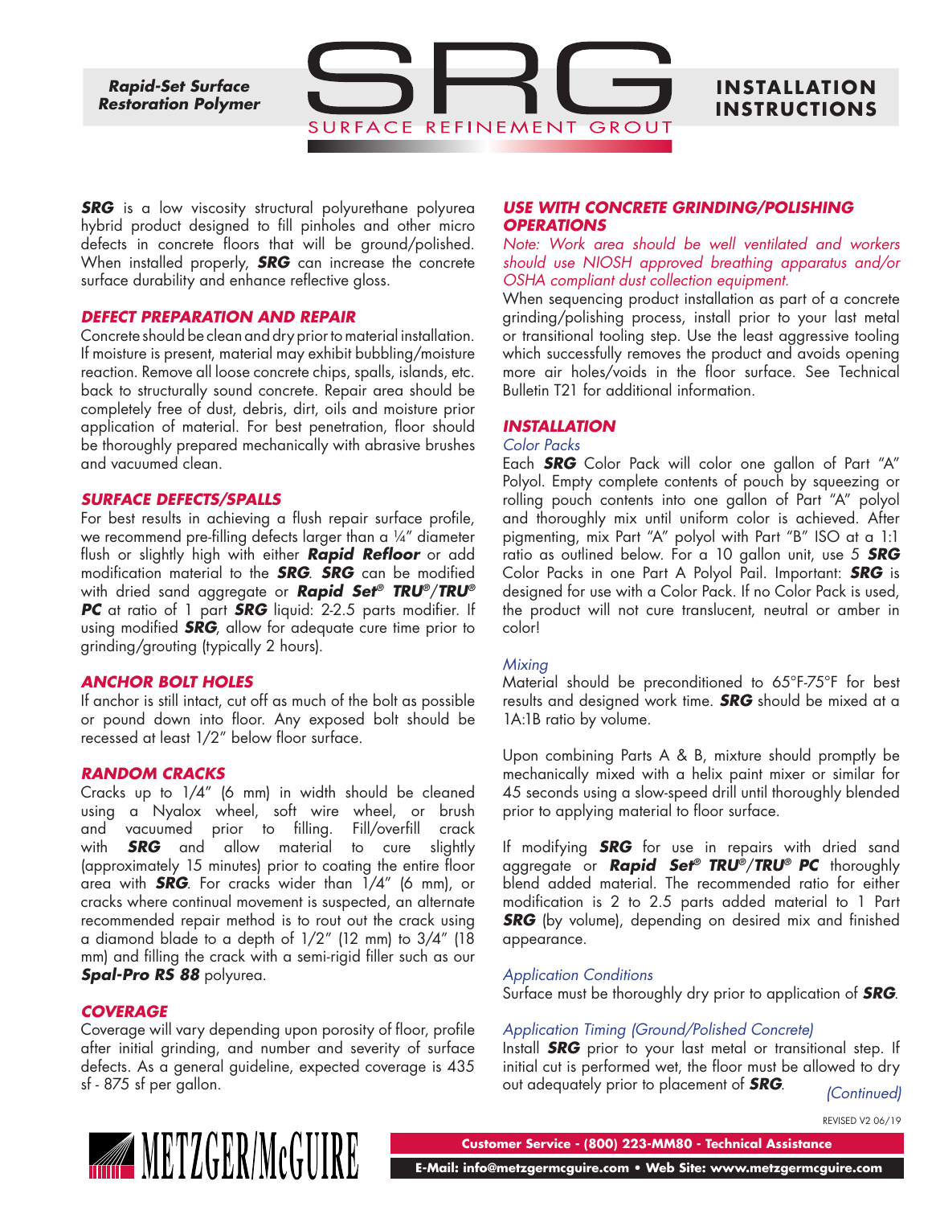*Rapid-Set Surface Restoration Polymer*

# SRG

SURFACE REFINEMENT GROUT

## INSTALLATION INSTRUCTIONS

***SRG*** is a low viscosity structural polyurethane polyurea hybrid product designed to fill pinholes and other micro defects in concrete floors that will be ground/polished. When installed properly, ***SRG*** can increase the concrete surface durability and enhance reflective gloss.

### *DEFECT PREPARATION AND REPAIR*

Concrete should be clean and dry prior to material installation. If moisture is present, material may exhibit bubbling/moisture reaction. Remove all loose concrete chips, spalls, islands, etc. back to structurally sound concrete. Repair area should be completely free of dust, debris, dirt, oils and moisture prior application of material. For best penetration, floor should be thoroughly prepared mechanically with abrasive brushes and vacuumed clean.

### *SURFACE DEFECTS/SPALLS*

For best results in achieving a flush repair surface profile, we recommend pre-filling defects larger than a ¼" diameter flush or slightly high with either ***Rapid Refloor*** or add modification material to the ***SRG***. ***SRG*** can be modified with dried sand aggregate or ***Rapid Set® TRU®/TRU® PC*** at ratio of 1 part ***SRG*** liquid: 2-2.5 parts modifier. If using modified ***SRG***, allow for adequate cure time prior to grinding/grouting (typically 2 hours).

### *ANCHOR BOLT HOLES*

If anchor is still intact, cut off as much of the bolt as possible or pound down into floor. Any exposed bolt should be recessed at least 1/2" below floor surface.

### *RANDOM CRACKS*

Cracks up to 1/4" (6 mm) in width should be cleaned using a Nyalox wheel, soft wire wheel, or brush and vacuumed prior to filling. Fill/overfill crack with ***SRG*** and allow material to cure slightly (approximately 15 minutes) prior to coating the entire floor area with ***SRG***. For cracks wider than 1/4" (6 mm), or cracks where continual movement is suspected, an alternate recommended repair method is to rout out the crack using a diamond blade to a depth of 1/2" (12 mm) to 3/4" (18 mm) and filling the crack with a semi-rigid filler such as our ***Spal-Pro RS 88*** polyurea.

### *COVERAGE*

Coverage will vary depending upon porosity of floor, profile after initial grinding, and number and severity of surface defects. As a general guideline, expected coverage is 435 sf - 875 sf per gallon.

### *USE WITH CONCRETE GRINDING/POLISHING OPERATIONS*

*Note: Work area should be well ventilated and workers should use NIOSH approved breathing apparatus and/or OSHA compliant dust collection equipment.*

When sequencing product installation as part of a concrete grinding/polishing process, install prior to your last metal or transitional tooling step. Use the least aggressive tooling which successfully removes the product and avoids opening more air holes/voids in the floor surface. See Technical Bulletin T21 for additional information.

### *INSTALLATION*

*Color Packs*

Each ***SRG*** Color Pack will color one gallon of Part "A" Polyol. Empty complete contents of pouch by squeezing or rolling pouch contents into one gallon of Part "A" polyol and thoroughly mix until uniform color is achieved. After pigmenting, mix Part "A" polyol with Part "B" ISO at a 1:1 ratio as outlined below. For a 10 gallon unit, use 5 ***SRG*** Color Packs in one Part A Polyol Pail. Important: ***SRG*** is designed for use with a Color Pack. If no Color Pack is used, the product will not cure translucent, neutral or amber in color!

*Mixing*

Material should be preconditioned to 65°F-75°F for best results and designed work time. ***SRG*** should be mixed at a 1A:1B ratio by volume.

Upon combining Parts A & B, mixture should promptly be mechanically mixed with a helix paint mixer or similar for 45 seconds using a slow-speed drill until thoroughly blended prior to applying material to floor surface.

If modifying ***SRG*** for use in repairs with dried sand aggregate or ***Rapid Set® TRU®/TRU® PC*** thoroughly blend added material. The recommended ratio for either modification is 2 to 2.5 parts added material to 1 Part ***SRG*** (by volume), depending on desired mix and finished appearance.

*Application Conditions*

Surface must be thoroughly dry prior to application of ***SRG***.

*Application Timing (Ground/Polished Concrete)*

Install ***SRG*** prior to your last metal or transitional step. If initial cut is performed wet, the floor must be allowed to dry out adequately prior to placement of ***SRG***.

*(Continued)*

REVISED V2 06/19

METZGER/McGUIRE

Customer Service - (800) 223-MM80 - Technical Assistance

E-Mail: info@metzgermcguire.com • Web Site: www.metzgermcguire.com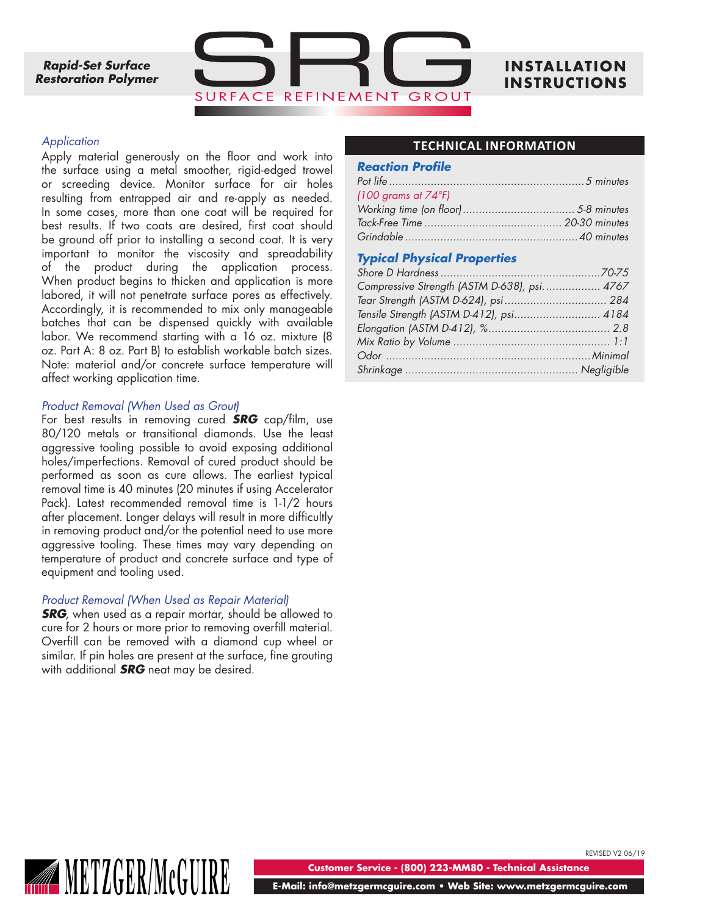**Rapid-Set Surface Restoration Polymer**

# SRG

SURFACE REFINEMENT GROUT

## INSTALLATION INSTRUCTIONS

*Application*

Apply material generously on the floor and work into the surface using a metal smoother, rigid-edged trowel or screeding device. Monitor surface for air holes resulting from entrapped air and re-apply as needed. In some cases, more than one coat will be required for best results. If two coats are desired, first coat should be ground off prior to installing a second coat. It is very important to monitor the viscosity and spreadability of the product during the application process. When product begins to thicken and application is more labored, it will not penetrate surface pores as effectively. Accordingly, it is recommended to mix only manageable batches that can be dispensed quickly with available labor. We recommend starting with a 16 oz. mixture (8 oz. Part A: 8 oz. Part B) to establish workable batch sizes. Note: material and/or concrete surface temperature will affect working application time.

*Product Removal (When Used as Grout)*

For best results in removing cured ***SRG*** cap/film, use 80/120 metals or transitional diamonds. Use the least aggressive tooling possible to avoid exposing additional holes/imperfections. Removal of cured product should be performed as soon as cure allows. The earliest typical removal time is 40 minutes (20 minutes if using Accelerator Pack). Latest recommended removal time is 1-1/2 hours after placement. Longer delays will result in more difficultly in removing product and/or the potential need to use more aggressive tooling. These times may vary depending on temperature of product and concrete surface and type of equipment and tooling used.

*Product Removal (When Used as Repair Material)*

***SRG***, when used as a repair mortar, should be allowed to cure for 2 hours or more prior to removing overfill material. Overfill can be removed with a diamond cup wheel or similar. If pin holes are present at the surface, fine grouting with additional ***SRG*** neat may be desired.

## TECHNICAL INFORMATION

### Reaction Profile

| | |
|---|---|
| Pot life (100 grams at 74°F) | 5 minutes |
| Working time (on floor) | 5-8 minutes |
| Tack-Free Time | 20-30 minutes |
| Grindable | 40 minutes |

### Typical Physical Properties

| | |
|---|---|
| Shore D Hardness | 70-75 |
| Compressive Strength (ASTM D-638), psi. | 4767 |
| Tear Strength (ASTM D-624), psi | 284 |
| Tensile Strength (ASTM D-412), psi | 4184 |
| Elongation (ASTM D-412), % | 2.8 |
| Mix Ratio by Volume | 1:1 |
| Odor | Minimal |
| Shrinkage | Negligible |

METZGER/McGUIRE

REVISED V2 06/19

**Customer Service - (800) 223-MM80 - Technical Assistance**

**E-Mail: info@metzgermcguire.com • Web Site: www.metzgermcguire.com**